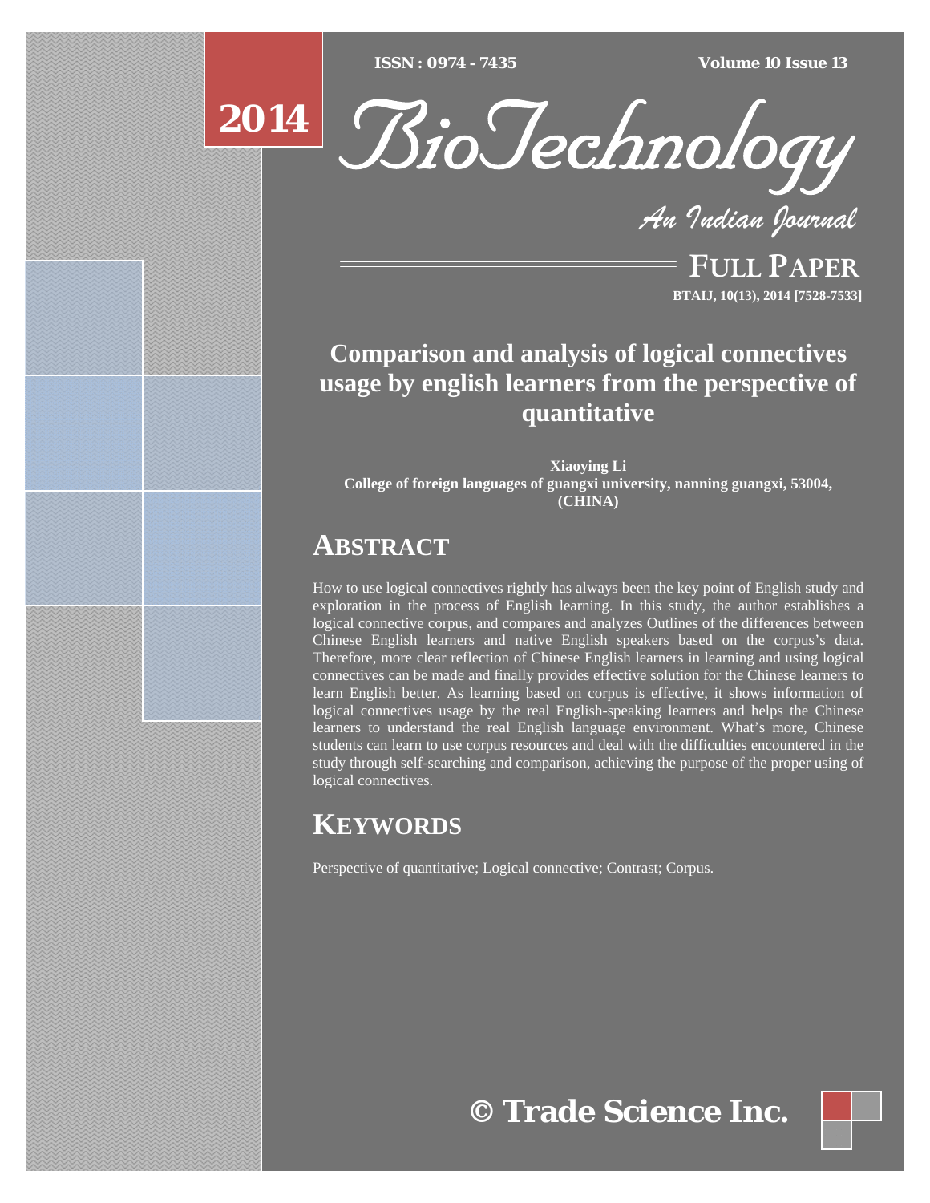# Comparison and analysis of logical connectives usage by english learners from the perspective of quantitative

**Xiaoying Li**
**College of foreign languages of guangxi university, nanning guangxi, 53004, (CHINA)**

## ABSTRACT

How to use logical connectives rightly has always been the key point of English study and exploration in the process of English learning. In this study, the author establishes a logical connective corpus, and compares and analyzes Outlines of the differences between Chinese English learners and native English speakers based on the corpus's data. Therefore, more clear reflection of Chinese English learners in learning and using logical connectives can be made and finally provides effective solution for the Chinese learners to learn English better. As learning based on corpus is effective, it shows information of logical connectives usage by the real English-speaking learners and helps the Chinese learners to understand the real English language environment. What's more, Chinese students can learn to use corpus resources and deal with the difficulties encountered in the study through self-searching and comparison, achieving the purpose of the proper using of logical connectives.

## KEYWORDS

Perspective of quantitative; Logical connective; Contrast; Corpus.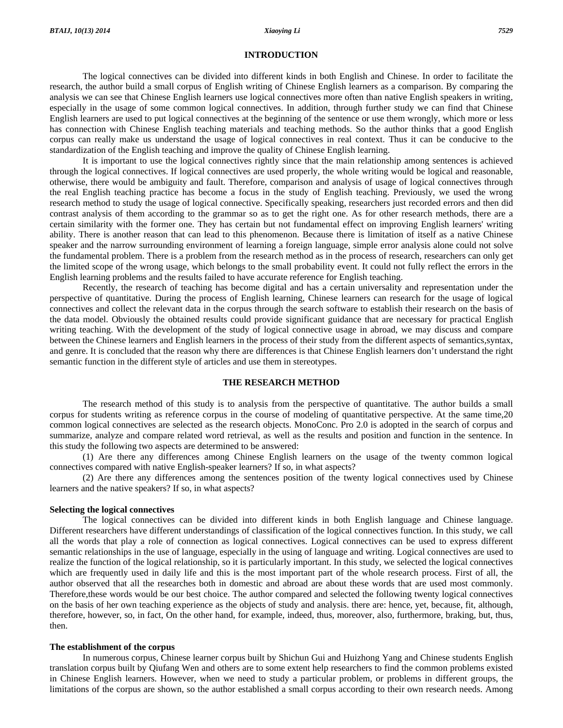## INTRODUCTION

The logical connectives can be divided into different kinds in both English and Chinese. In order to facilitate the research, the author build a small corpus of English writing of Chinese English learners as a comparison. By comparing the analysis we can see that Chinese English learners use logical connectives more often than native English speakers in writing, especially in the usage of some common logical connectives. In addition, through further study we can find that Chinese English learners are used to put logical connectives at the beginning of the sentence or use them wrongly, which more or less has connection with Chinese English teaching materials and teaching methods. So the author thinks that a good English corpus can really make us understand the usage of logical connectives in real context. Thus it can be conducive to the standardization of the English teaching and improve the quality of Chinese English learning.

It is important to use the logical connectives rightly since that the main relationship among sentences is achieved through the logical connectives. If logical connectives are used properly, the whole writing would be logical and reasonable, otherwise, there would be ambiguity and fault. Therefore, comparison and analysis of usage of logical connectives through the real English teaching practice has become a focus in the study of English teaching. Previously, we used the wrong research method to study the usage of logical connective. Specifically speaking, researchers just recorded errors and then did contrast analysis of them according to the grammar so as to get the right one. As for other research methods, there are a certain similarity with the former one. They has certain but not fundamental effect on improving English learners' writing ability. There is another reason that can lead to this phenomenon. Because there is limitation of itself as a native Chinese speaker and the narrow surrounding environment of learning a foreign language, simple error analysis alone could not solve the fundamental problem. There is a problem from the research method as in the process of research, researchers can only get the limited scope of the wrong usage, which belongs to the small probability event. It could not fully reflect the errors in the English learning problems and the results failed to have accurate reference for English teaching.

Recently, the research of teaching has become digital and has a certain universality and representation under the perspective of quantitative. During the process of English learning, Chinese learners can research for the usage of logical connectives and collect the relevant data in the corpus through the search software to establish their research on the basis of the data model. Obviously the obtained results could provide significant guidance that are necessary for practical English writing teaching. With the development of the study of logical connective usage in abroad, we may discuss and compare between the Chinese learners and English learners in the process of their study from the different aspects of semantics,syntax, and genre. It is concluded that the reason why there are differences is that Chinese English learners don't understand the right semantic function in the different style of articles and use them in stereotypes.

## THE RESEARCH METHOD

The research method of this study is to analysis from the perspective of quantitative. The author builds a small corpus for students writing as reference corpus in the course of modeling of quantitative perspective. At the same time,20 common logical connectives are selected as the research objects. MonoConc. Pro 2.0 is adopted in the search of corpus and summarize, analyze and compare related word retrieval, as well as the results and position and function in the sentence. In this study the following two aspects are determined to be answered:

(1) Are there any differences among Chinese English learners on the usage of the twenty common logical connectives compared with native English-speaker learners? If so, in what aspects?

(2) Are there any differences among the sentences position of the twenty logical connectives used by Chinese learners and the native speakers? If so, in what aspects?

### Selecting the logical connectives

The logical connectives can be divided into different kinds in both English language and Chinese language. Different researchers have different understandings of classification of the logical connectives function. In this study, we call all the words that play a role of connection as logical connectives. Logical connectives can be used to express different semantic relationships in the use of language, especially in the using of language and writing. Logical connectives are used to realize the function of the logical relationship, so it is particularly important. In this study, we selected the logical connectives which are frequently used in daily life and this is the most important part of the whole research process. First of all, the author observed that all the researches both in domestic and abroad are about these words that are used most commonly. Therefore,these words would be our best choice. The author compared and selected the following twenty logical connectives on the basis of her own teaching experience as the objects of study and analysis. there are: hence, yet, because, fit, although, therefore, however, so, in fact, On the other hand, for example, indeed, thus, moreover, also, furthermore, braking, but, thus, then.

### The establishment of the corpus

In numerous corpus, Chinese learner corpus built by Shichun Gui and Huizhong Yang and Chinese students English translation corpus built by Qiufang Wen and others are to some extent help researchers to find the common problems existed in Chinese English learners. However, when we need to study a particular problem, or problems in different groups, the limitations of the corpus are shown, so the author established a small corpus according to their own research needs. Among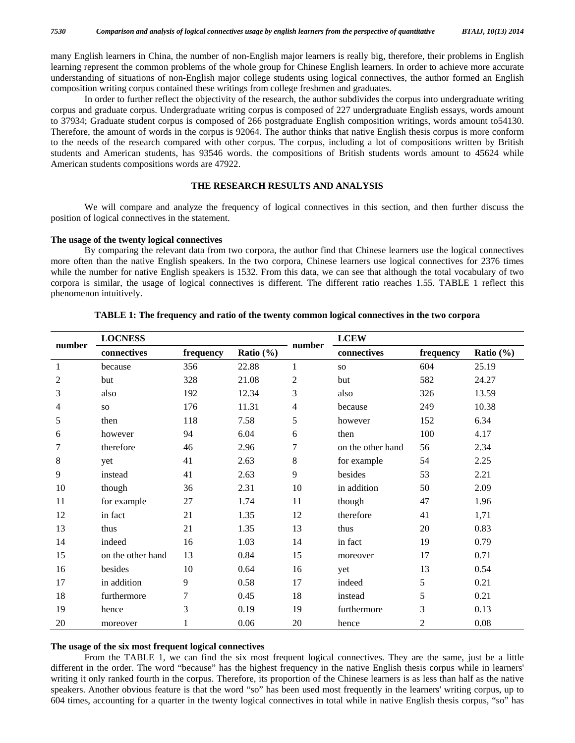many English learners in China, the number of non-English major learners is really big, therefore, their problems in English learning represent the common problems of the whole group for Chinese English learners. In order to achieve more accurate understanding of situations of non-English major college students using logical connectives, the author formed an English composition writing corpus contained these writings from college freshmen and graduates.

In order to further reflect the objectivity of the research, the author subdivides the corpus into undergraduate writing corpus and graduate corpus. Undergraduate writing corpus is composed of 227 undergraduate English essays, words amount to 37934; Graduate student corpus is composed of 266 postgraduate English composition writings, words amount to54130. Therefore, the amount of words in the corpus is 92064. The author thinks that native English thesis corpus is more conform to the needs of the research compared with other corpus. The corpus, including a lot of compositions written by British students and American students, has 93546 words. the compositions of British students words amount to 45624 while American students compositions words are 47922.

## THE RESEARCH RESULTS AND ANALYSIS

We will compare and analyze the frequency of logical connectives in this section, and then further discuss the position of logical connectives in the statement.

### The usage of the twenty logical connectives

By comparing the relevant data from two corpora, the author find that Chinese learners use the logical connectives more often than the native English speakers. In the two corpora, Chinese learners use logical connectives for 2376 times while the number for native English speakers is 1532. From this data, we can see that although the total vocabulary of two corpora is similar, the usage of logical connectives is different. The different ratio reaches 1.55. TABLE 1 reflect this phenomenon intuitively.

**TABLE 1: The frequency and ratio of the twenty common logical connectives in the two corpora**

| number | LOCNESS | | | number | LCEW | | |
|---|---|---|---|---|---|---|---|
| | connectives | frequency | Ratio (%) | | connectives | frequency | Ratio (%) |
| 1 | because | 356 | 22.88 | 1 | so | 604 | 25.19 |
| 2 | but | 328 | 21.08 | 2 | but | 582 | 24.27 |
| 3 | also | 192 | 12.34 | 3 | also | 326 | 13.59 |
| 4 | so | 176 | 11.31 | 4 | because | 249 | 10.38 |
| 5 | then | 118 | 7.58 | 5 | however | 152 | 6.34 |
| 6 | however | 94 | 6.04 | 6 | then | 100 | 4.17 |
| 7 | therefore | 46 | 2.96 | 7 | on the other hand | 56 | 2.34 |
| 8 | yet | 41 | 2.63 | 8 | for example | 54 | 2.25 |
| 9 | instead | 41 | 2.63 | 9 | besides | 53 | 2.21 |
| 10 | though | 36 | 2.31 | 10 | in addition | 50 | 2.09 |
| 11 | for example | 27 | 1.74 | 11 | though | 47 | 1.96 |
| 12 | in fact | 21 | 1.35 | 12 | therefore | 41 | 1,71 |
| 13 | thus | 21 | 1.35 | 13 | thus | 20 | 0.83 |
| 14 | indeed | 16 | 1.03 | 14 | in fact | 19 | 0.79 |
| 15 | on the other hand | 13 | 0.84 | 15 | moreover | 17 | 0.71 |
| 16 | besides | 10 | 0.64 | 16 | yet | 13 | 0.54 |
| 17 | in addition | 9 | 0.58 | 17 | indeed | 5 | 0.21 |
| 18 | furthermore | 7 | 0.45 | 18 | instead | 5 | 0.21 |
| 19 | hence | 3 | 0.19 | 19 | furthermore | 3 | 0.13 |
| 20 | moreover | 1 | 0.06 | 20 | hence | 2 | 0.08 |

### The usage of the six most frequent logical connectives

From the TABLE 1, we can find the six most frequent logical connectives. They are the same, just be a little different in the order. The word "because" has the highest frequency in the native English thesis corpus while in learners' writing it only ranked fourth in the corpus. Therefore, its proportion of the Chinese learners is as less than half as the native speakers. Another obvious feature is that the word "so" has been used most frequently in the learners' writing corpus, up to 604 times, accounting for a quarter in the twenty logical connectives in total while in native English thesis corpus, "so" has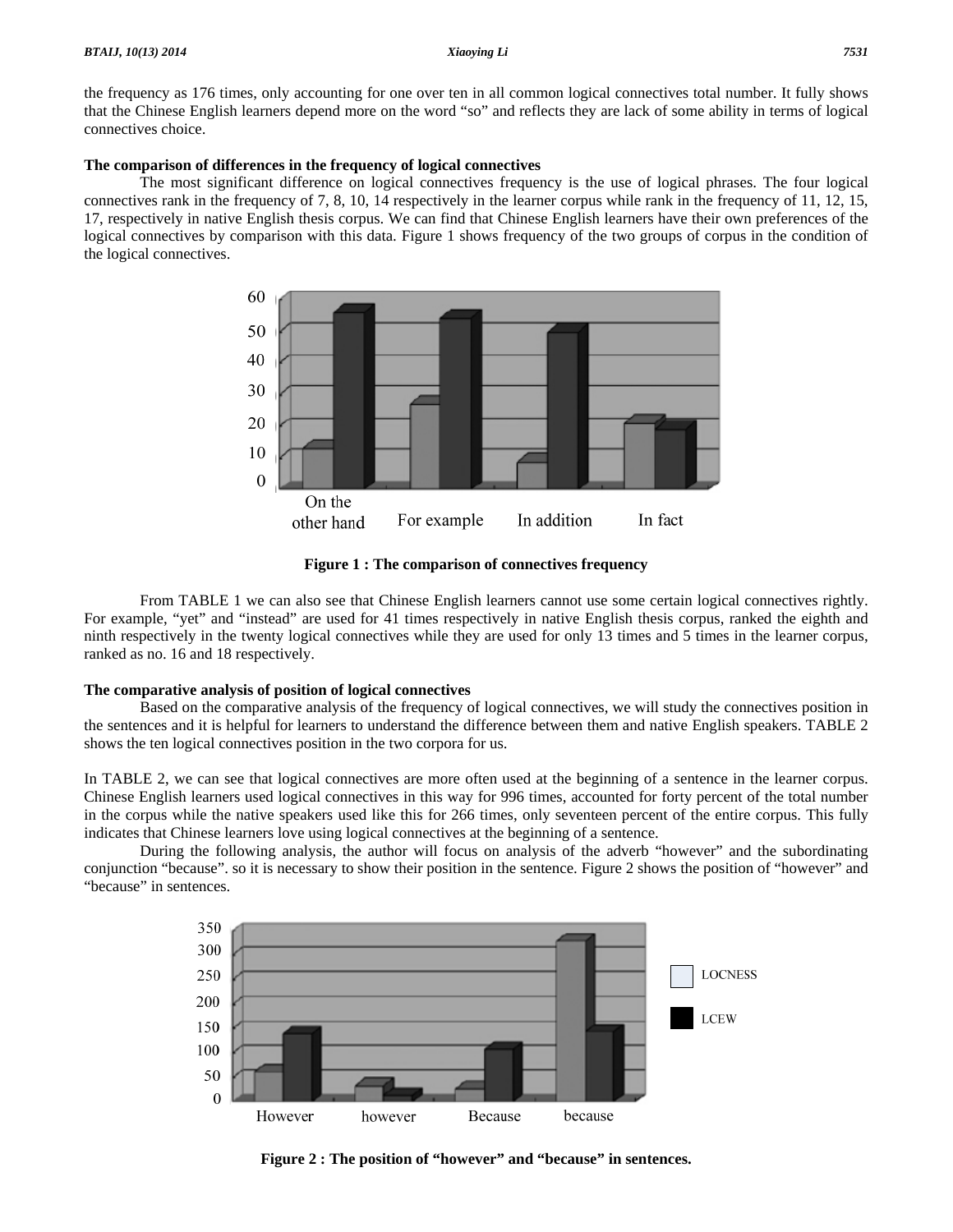the frequency as 176 times, only accounting for one over ten in all common logical connectives total number. It fully shows that the Chinese English learners depend more on the word "so" and reflects they are lack of some ability in terms of logical connectives choice.

**The comparison of differences in the frequency of logical connectives**

The most significant difference on logical connectives frequency is the use of logical phrases. The four logical connectives rank in the frequency of 7, 8, 10, 14 respectively in the learner corpus while rank in the frequency of 11, 12, 15, 17, respectively in native English thesis corpus. We can find that Chinese English learners have their own preferences of the logical connectives by comparison with this data. Figure 1 shows frequency of the two groups of corpus in the condition of the logical connectives.

**Figure 1 : The comparison of connectives frequency**

From TABLE 1 we can also see that Chinese English learners cannot use some certain logical connectives rightly. For example, "yet" and "instead" are used for 41 times respectively in native English thesis corpus, ranked the eighth and ninth respectively in the twenty logical connectives while they are used for only 13 times and 5 times in the learner corpus, ranked as no. 16 and 18 respectively.

**The comparative analysis of position of logical connectives**

Based on the comparative analysis of the frequency of logical connectives, we will study the connectives position in the sentences and it is helpful for learners to understand the difference between them and native English speakers. TABLE 2 shows the ten logical connectives position in the two corpora for us.

In TABLE 2, we can see that logical connectives are more often used at the beginning of a sentence in the learner corpus. Chinese English learners used logical connectives in this way for 996 times, accounted for forty percent of the total number in the corpus while the native speakers used like this for 266 times, only seventeen percent of the entire corpus. This fully indicates that Chinese learners love using logical connectives at the beginning of a sentence.

During the following analysis, the author will focus on analysis of the adverb "however" and the subordinating conjunction "because". so it is necessary to show their position in the sentence. Figure 2 shows the position of "however" and "because" in sentences.

**Figure 2 : The position of "however" and "because" in sentences.**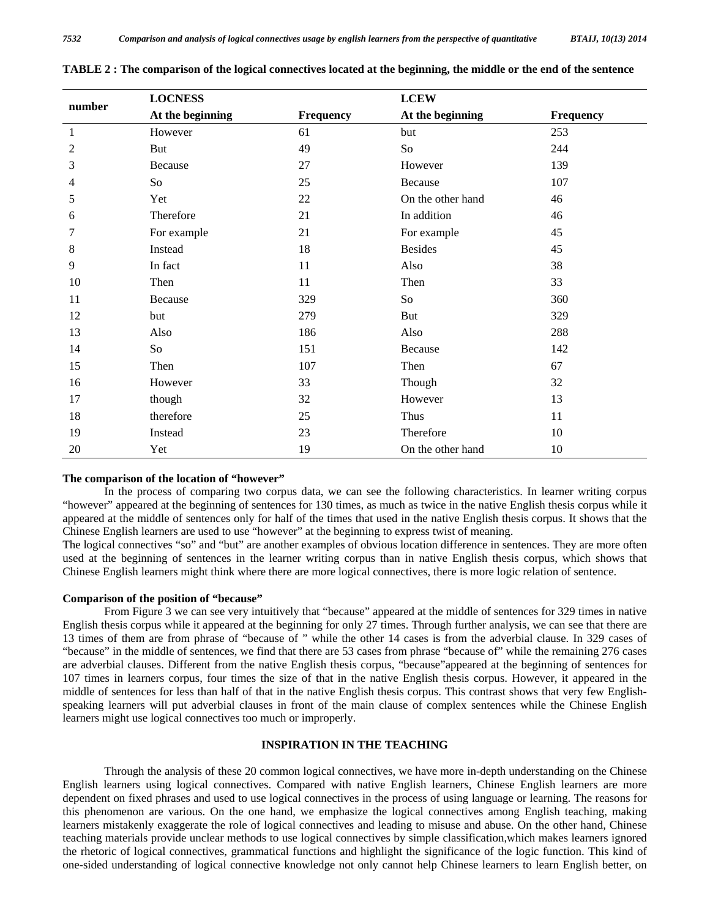**TABLE 2 : The comparison of the logical connectives located at the beginning, the middle or the end of the sentence**

| number | LOCNESS | | LCEW | |
|---|---|---|---|---|
| | At the beginning | Frequency | At the beginning | Frequency |
| 1 | However | 61 | but | 253 |
| 2 | But | 49 | So | 244 |
| 3 | Because | 27 | However | 139 |
| 4 | So | 25 | Because | 107 |
| 5 | Yet | 22 | On the other hand | 46 |
| 6 | Therefore | 21 | In addition | 46 |
| 7 | For example | 21 | For example | 45 |
| 8 | Instead | 18 | Besides | 45 |
| 9 | In fact | 11 | Also | 38 |
| 10 | Then | 11 | Then | 33 |
| 11 | Because | 329 | So | 360 |
| 12 | but | 279 | But | 329 |
| 13 | Also | 186 | Also | 288 |
| 14 | So | 151 | Because | 142 |
| 15 | Then | 107 | Then | 67 |
| 16 | However | 33 | Though | 32 |
| 17 | though | 32 | However | 13 |
| 18 | therefore | 25 | Thus | 11 |
| 19 | Instead | 23 | Therefore | 10 |
| 20 | Yet | 19 | On the other hand | 10 |

**The comparison of the location of "however"**

In the process of comparing two corpus data, we can see the following characteristics. In learner writing corpus "however" appeared at the beginning of sentences for 130 times, as much as twice in the native English thesis corpus while it appeared at the middle of sentences only for half of the times that used in the native English thesis corpus. It shows that the Chinese English learners are used to use "however" at the beginning to express twist of meaning.

The logical connectives "so" and "but" are another examples of obvious location difference in sentences. They are more often used at the beginning of sentences in the learner writing corpus than in native English thesis corpus, which shows that Chinese English learners might think where there are more logical connectives, there is more logic relation of sentence.

**Comparison of the position of "because"**

From Figure 3 we can see very intuitively that "because" appeared at the middle of sentences for 329 times in native English thesis corpus while it appeared at the beginning for only 27 times. Through further analysis, we can see that there are 13 times of them are from phrase of "because of " while the other 14 cases is from the adverbial clause. In 329 cases of "because" in the middle of sentences, we find that there are 53 cases from phrase "because of" while the remaining 276 cases are adverbial clauses. Different from the native English thesis corpus, "because"appeared at the beginning of sentences for 107 times in learners corpus, four times the size of that in the native English thesis corpus. However, it appeared in the middle of sentences for less than half of that in the native English thesis corpus. This contrast shows that very few English-speaking learners will put adverbial clauses in front of the main clause of complex sentences while the Chinese English learners might use logical connectives too much or improperly.

## INSPIRATION IN THE TEACHING

Through the analysis of these 20 common logical connectives, we have more in-depth understanding on the Chinese English learners using logical connectives. Compared with native English learners, Chinese English learners are more dependent on fixed phrases and used to use logical connectives in the process of using language or learning. The reasons for this phenomenon are various. On the one hand, we emphasize the logical connectives among English teaching, making learners mistakenly exaggerate the role of logical connectives and leading to misuse and abuse. On the other hand, Chinese teaching materials provide unclear methods to use logical connectives by simple classification,which makes learners ignored the rhetoric of logical connectives, grammatical functions and highlight the significance of the logic function. This kind of one-sided understanding of logical connective knowledge not only cannot help Chinese learners to learn English better, on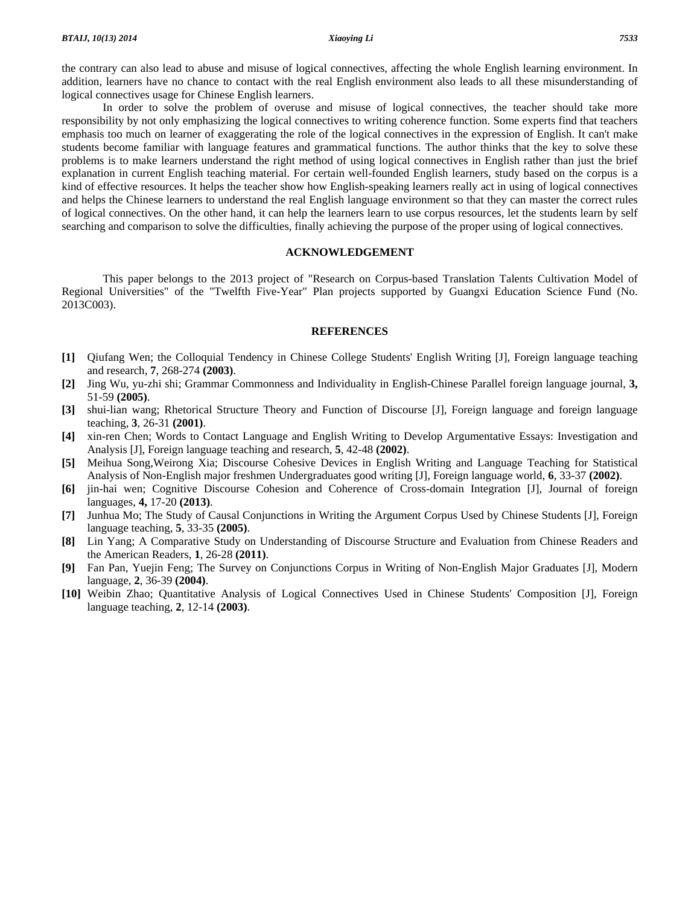the contrary can also lead to abuse and misuse of logical connectives, affecting the whole English learning environment. In addition, learners have no chance to contact with the real English environment also leads to all these misunderstanding of logical connectives usage for Chinese English learners.

In order to solve the problem of overuse and misuse of logical connectives, the teacher should take more responsibility by not only emphasizing the logical connectives to writing coherence function. Some experts find that teachers emphasis too much on learner of exaggerating the role of the logical connectives in the expression of English. It can't make students become familiar with language features and grammatical functions. The author thinks that the key to solve these problems is to make learners understand the right method of using logical connectives in English rather than just the brief explanation in current English teaching material. For certain well-founded English learners, study based on the corpus is a kind of effective resources. It helps the teacher show how English-speaking learners really act in using of logical connectives and helps the Chinese learners to understand the real English language environment so that they can master the correct rules of logical connectives. On the other hand, it can help the learners learn to use corpus resources, let the students learn by self searching and comparison to solve the difficulties, finally achieving the purpose of the proper using of logical connectives.

## ACKNOWLEDGEMENT

This paper belongs to the 2013 project of "Research on Corpus-based Translation Talents Cultivation Model of Regional Universities" of the "Twelfth Five-Year" Plan projects supported by Guangxi Education Science Fund (No. 2013C003).

## REFERENCES

**[1]** Qiufang Wen; the Colloquial Tendency in Chinese College Students' English Writing [J], Foreign language teaching and research, **7**, 268-274 **(2003)**.

**[2]** Jing Wu, yu-zhi shi; Grammar Commonness and Individuality in English-Chinese Parallel foreign language journal, **3,** 51-59 **(2005)**.

**[3]** shui-lian wang; Rhetorical Structure Theory and Function of Discourse [J], Foreign language and foreign language teaching, **3**, 26-31 **(2001)**.

**[4]** xin-ren Chen; Words to Contact Language and English Writing to Develop Argumentative Essays: Investigation and Analysis [J], Foreign language teaching and research, **5**, 42-48 **(2002)**.

**[5]** Meihua Song,Weirong Xia; Discourse Cohesive Devices in English Writing and Language Teaching for Statistical Analysis of Non-English major freshmen Undergraduates good writing [J], Foreign language world, **6**, 33-37 **(2002)**.

**[6]** jin-hai wen; Cognitive Discourse Cohesion and Coherence of Cross-domain Integration [J], Journal of foreign languages, **4,** 17-20 **(2013)**.

**[7]** Junhua Mo; The Study of Causal Conjunctions in Writing the Argument Corpus Used by Chinese Students [J], Foreign language teaching, **5**, 33-35 **(2005)**.

**[8]** Lin Yang; A Comparative Study on Understanding of Discourse Structure and Evaluation from Chinese Readers and the American Readers, **1**, 26-28 **(2011)**.

**[9]** Fan Pan, Yuejin Feng; The Survey on Conjunctions Corpus in Writing of Non-English Major Graduates [J], Modern language, **2**, 36-39 **(2004)**.

**[10]** Weibin Zhao; Quantitative Analysis of Logical Connectives Used in Chinese Students' Composition [J], Foreign language teaching, **2**, 12-14 **(2003)**.